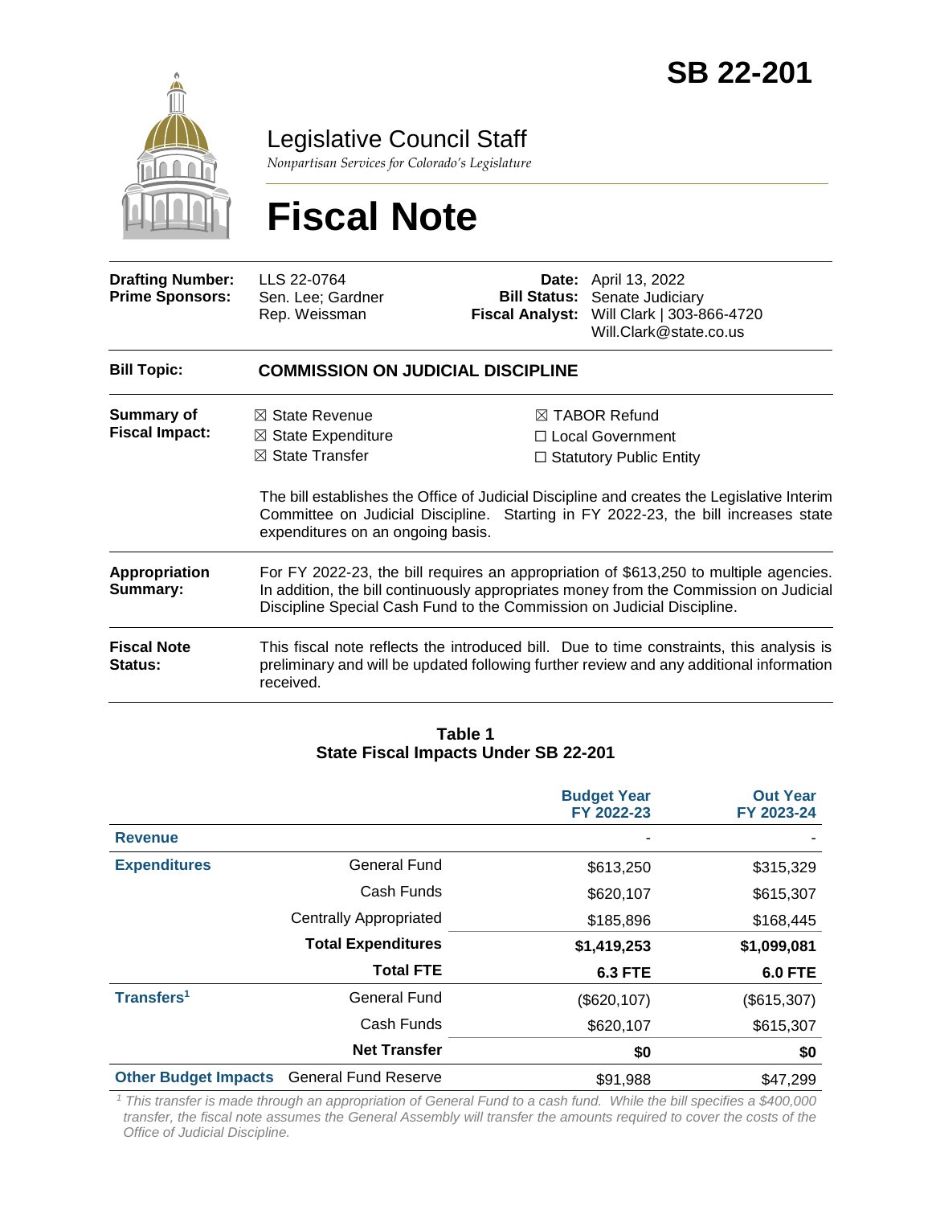# SB 22-201

## Legislative Council Staff

*Nonpartisan Services for Colorado's Legislature*

# Fiscal Note

| | | | |
|---|---|---|---|
| **Drafting Number:** | LLS 22-0764 | **Date:** | April 13, 2022 |
| **Prime Sponsors:** | Sen. Lee; Gardner<br>Rep. Weissman | **Bill Status:** | Senate Judiciary |
| | | **Fiscal Analyst:** | Will Clark \| 303-866-4720<br>Will.Clark@state.co.us |

**Bill Topic:** **COMMISSION ON JUDICIAL DISCIPLINE**

**Summary of Fiscal Impact:**

☒ State Revenue
☒ State Expenditure
☒ State Transfer
☒ TABOR Refund
☐ Local Government
☐ Statutory Public Entity

The bill establishes the Office of Judicial Discipline and creates the Legislative Interim Committee on Judicial Discipline. Starting in FY 2022-23, the bill increases state expenditures on an ongoing basis.

**Appropriation Summary:** For FY 2022-23, the bill requires an appropriation of $613,250 to multiple agencies. In addition, the bill continuously appropriates money from the Commission on Judicial Discipline Special Cash Fund to the Commission on Judicial Discipline.

**Fiscal Note Status:** This fiscal note reflects the introduced bill. Due to time constraints, this analysis is preliminary and will be updated following further review and any additional information received.

**Table 1**
**State Fiscal Impacts Under SB 22-201**

| | | Budget Year FY 2022-23 | Out Year FY 2023-24 |
|---|---|---|---|
| **Revenue** | | - | - |
| **Expenditures** | General Fund | $613,250 | $315,329 |
| | Cash Funds | $620,107 | $615,307 |
| | Centrally Appropriated | $185,896 | $168,445 |
| | **Total Expenditures** | **$1,419,253** | **$1,099,081** |
| | **Total FTE** | **6.3 FTE** | **6.0 FTE** |
| **Transfers[1]** | General Fund | ($620,107) | ($615,307) |
| | Cash Funds | $620,107 | $615,307 |
| | **Net Transfer** | **$0** | **$0** |
| **Other Budget Impacts** | General Fund Reserve | $91,988 | $47,299 |

*[1] This transfer is made through an appropriation of General Fund to a cash fund. While the bill specifies a $400,000 transfer, the fiscal note assumes the General Assembly will transfer the amounts required to cover the costs of the Office of Judicial Discipline.*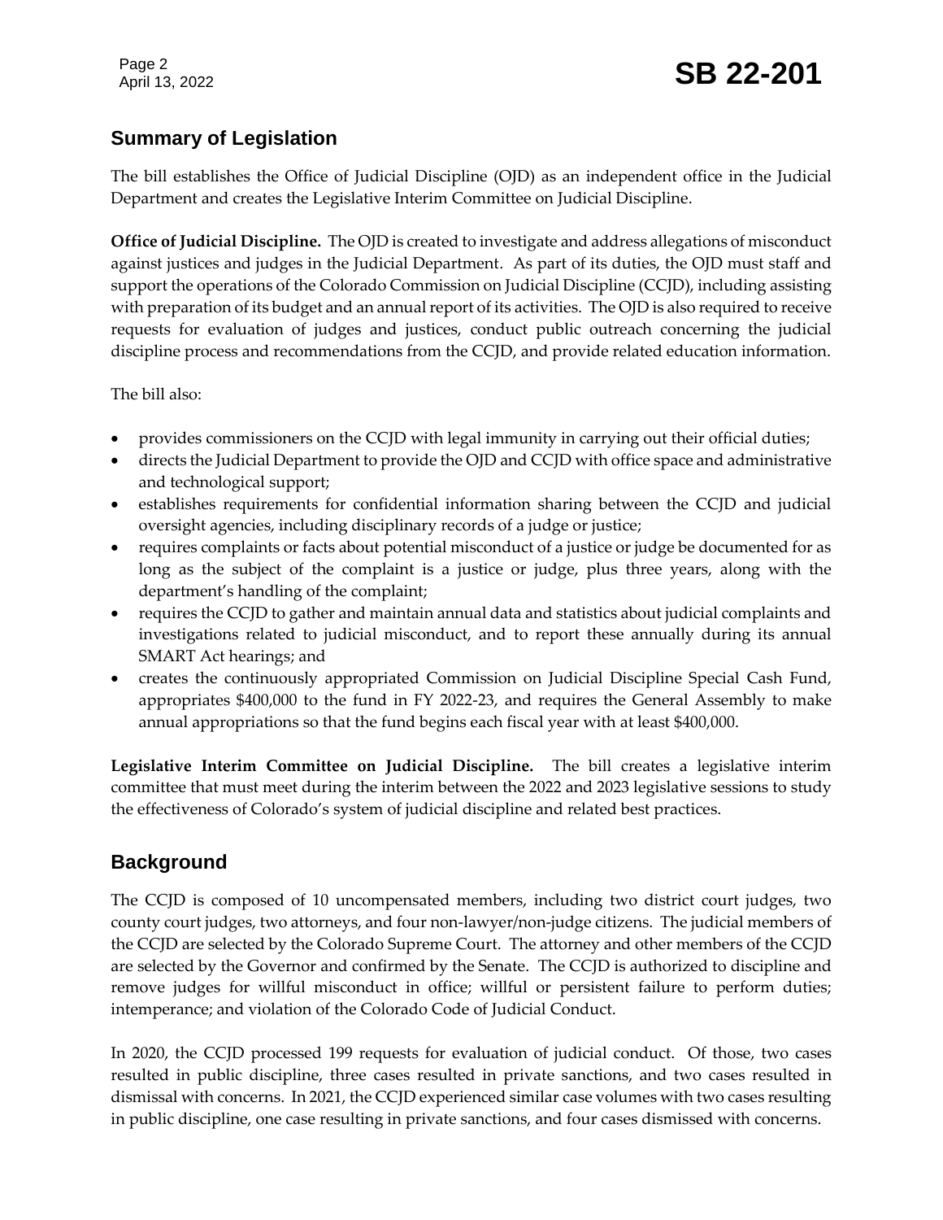## Summary of Legislation

The bill establishes the Office of Judicial Discipline (OJD) as an independent office in the Judicial Department and creates the Legislative Interim Committee on Judicial Discipline.

**Office of Judicial Discipline.** The OJD is created to investigate and address allegations of misconduct against justices and judges in the Judicial Department. As part of its duties, the OJD must staff and support the operations of the Colorado Commission on Judicial Discipline (CCJD), including assisting with preparation of its budget and an annual report of its activities. The OJD is also required to receive requests for evaluation of judges and justices, conduct public outreach concerning the judicial discipline process and recommendations from the CCJD, and provide related education information.

The bill also:

- provides commissioners on the CCJD with legal immunity in carrying out their official duties;
- directs the Judicial Department to provide the OJD and CCJD with office space and administrative and technological support;
- establishes requirements for confidential information sharing between the CCJD and judicial oversight agencies, including disciplinary records of a judge or justice;
- requires complaints or facts about potential misconduct of a justice or judge be documented for as long as the subject of the complaint is a justice or judge, plus three years, along with the department's handling of the complaint;
- requires the CCJD to gather and maintain annual data and statistics about judicial complaints and investigations related to judicial misconduct, and to report these annually during its annual SMART Act hearings; and
- creates the continuously appropriated Commission on Judicial Discipline Special Cash Fund, appropriates $400,000 to the fund in FY 2022-23, and requires the General Assembly to make annual appropriations so that the fund begins each fiscal year with at least $400,000.

**Legislative Interim Committee on Judicial Discipline.** The bill creates a legislative interim committee that must meet during the interim between the 2022 and 2023 legislative sessions to study the effectiveness of Colorado's system of judicial discipline and related best practices.

## Background

The CCJD is composed of 10 uncompensated members, including two district court judges, two county court judges, two attorneys, and four non-lawyer/non-judge citizens. The judicial members of the CCJD are selected by the Colorado Supreme Court. The attorney and other members of the CCJD are selected by the Governor and confirmed by the Senate. The CCJD is authorized to discipline and remove judges for willful misconduct in office; willful or persistent failure to perform duties; intemperance; and violation of the Colorado Code of Judicial Conduct.

In 2020, the CCJD processed 199 requests for evaluation of judicial conduct. Of those, two cases resulted in public discipline, three cases resulted in private sanctions, and two cases resulted in dismissal with concerns. In 2021, the CCJD experienced similar case volumes with two cases resulting in public discipline, one case resulting in private sanctions, and four cases dismissed with concerns.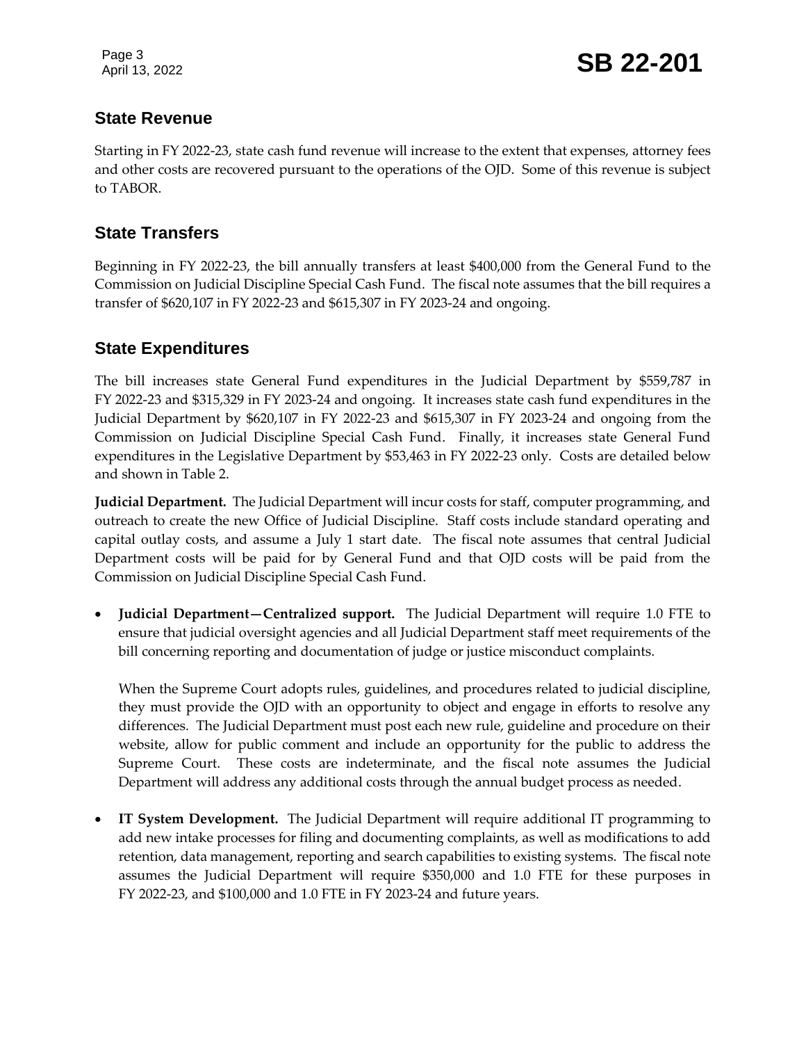## State Revenue

Starting in FY 2022-23, state cash fund revenue will increase to the extent that expenses, attorney fees and other costs are recovered pursuant to the operations of the OJD. Some of this revenue is subject to TABOR.

## State Transfers

Beginning in FY 2022-23, the bill annually transfers at least $400,000 from the General Fund to the Commission on Judicial Discipline Special Cash Fund. The fiscal note assumes that the bill requires a transfer of $620,107 in FY 2022-23 and $615,307 in FY 2023-24 and ongoing.

## State Expenditures

The bill increases state General Fund expenditures in the Judicial Department by $559,787 in FY 2022-23 and $315,329 in FY 2023-24 and ongoing. It increases state cash fund expenditures in the Judicial Department by $620,107 in FY 2022-23 and $615,307 in FY 2023-24 and ongoing from the Commission on Judicial Discipline Special Cash Fund. Finally, it increases state General Fund expenditures in the Legislative Department by $53,463 in FY 2022-23 only. Costs are detailed below and shown in Table 2.

**Judicial Department.** The Judicial Department will incur costs for staff, computer programming, and outreach to create the new Office of Judicial Discipline. Staff costs include standard operating and capital outlay costs, and assume a July 1 start date. The fiscal note assumes that central Judicial Department costs will be paid for by General Fund and that OJD costs will be paid from the Commission on Judicial Discipline Special Cash Fund.

- **Judicial Department—Centralized support.** The Judicial Department will require 1.0 FTE to ensure that judicial oversight agencies and all Judicial Department staff meet requirements of the bill concerning reporting and documentation of judge or justice misconduct complaints.

  When the Supreme Court adopts rules, guidelines, and procedures related to judicial discipline, they must provide the OJD with an opportunity to object and engage in efforts to resolve any differences. The Judicial Department must post each new rule, guideline and procedure on their website, allow for public comment and include an opportunity for the public to address the Supreme Court. These costs are indeterminate, and the fiscal note assumes the Judicial Department will address any additional costs through the annual budget process as needed.

- **IT System Development.** The Judicial Department will require additional IT programming to add new intake processes for filing and documenting complaints, as well as modifications to add retention, data management, reporting and search capabilities to existing systems. The fiscal note assumes the Judicial Department will require $350,000 and 1.0 FTE for these purposes in FY 2022-23, and $100,000 and 1.0 FTE in FY 2023-24 and future years.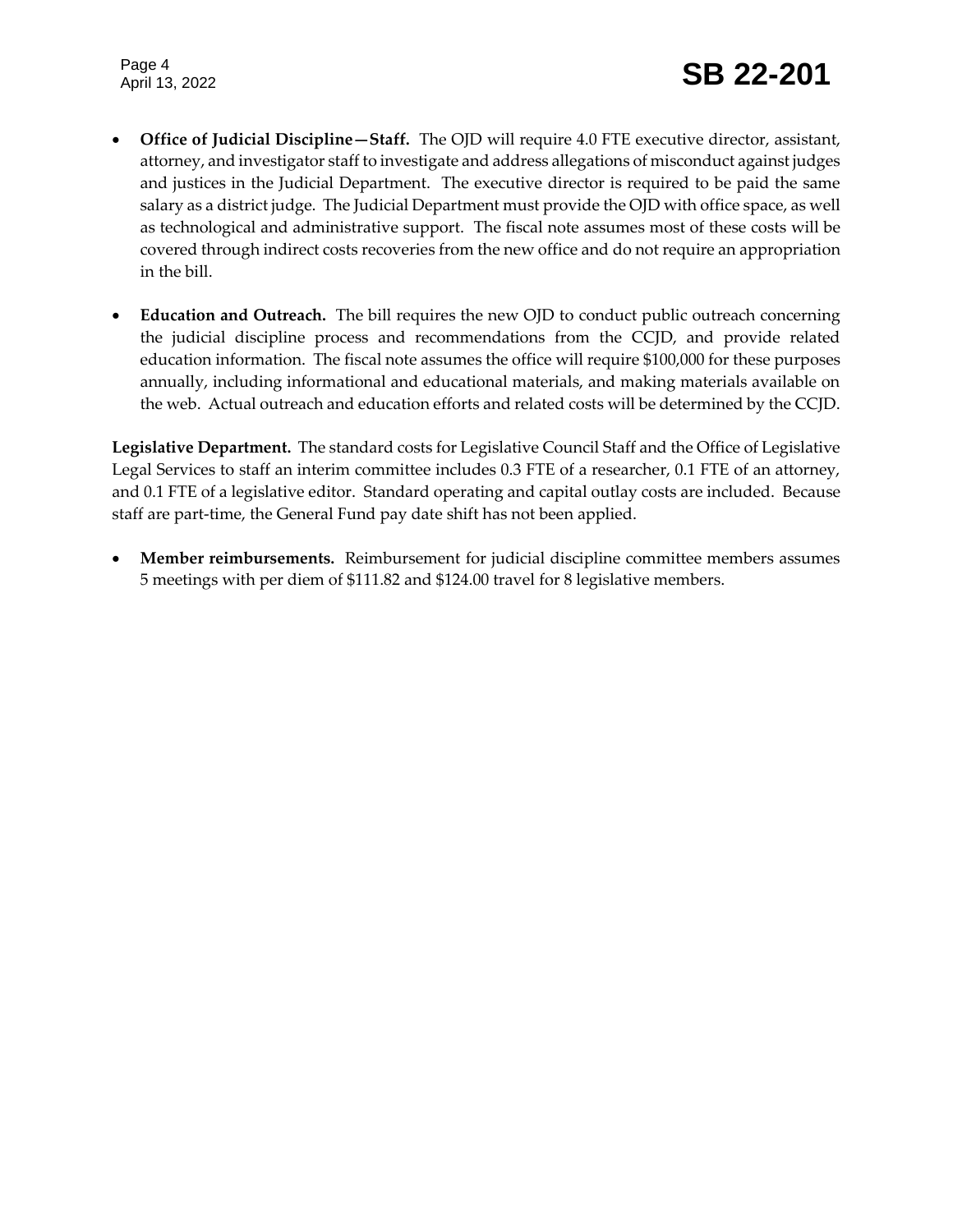- **Office of Judicial Discipline—Staff.** The OJD will require 4.0 FTE executive director, assistant, attorney, and investigator staff to investigate and address allegations of misconduct against judges and justices in the Judicial Department. The executive director is required to be paid the same salary as a district judge. The Judicial Department must provide the OJD with office space, as well as technological and administrative support. The fiscal note assumes most of these costs will be covered through indirect costs recoveries from the new office and do not require an appropriation in the bill.

- **Education and Outreach.** The bill requires the new OJD to conduct public outreach concerning the judicial discipline process and recommendations from the CCJD, and provide related education information. The fiscal note assumes the office will require $100,000 for these purposes annually, including informational and educational materials, and making materials available on the web. Actual outreach and education efforts and related costs will be determined by the CCJD.

**Legislative Department.** The standard costs for Legislative Council Staff and the Office of Legislative Legal Services to staff an interim committee includes 0.3 FTE of a researcher, 0.1 FTE of an attorney, and 0.1 FTE of a legislative editor. Standard operating and capital outlay costs are included. Because staff are part-time, the General Fund pay date shift has not been applied.

- **Member reimbursements.** Reimbursement for judicial discipline committee members assumes 5 meetings with per diem of $111.82 and $124.00 travel for 8 legislative members.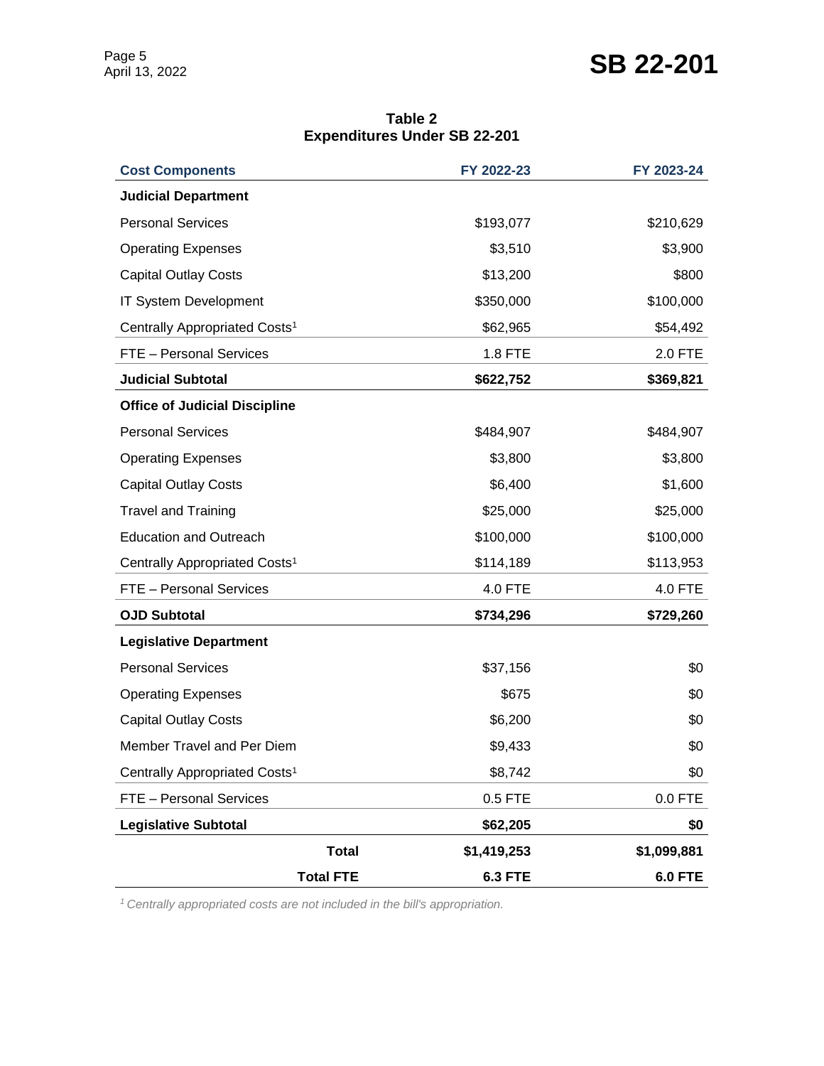**Table 2**
**Expenditures Under SB 22-201**

| Cost Components | FY 2022-23 | FY 2023-24 |
|---|---|---|
| **Judicial Department** | | |
| Personal Services | $193,077 | $210,629 |
| Operating Expenses | $3,510 | $3,900 |
| Capital Outlay Costs | $13,200 | $800 |
| IT System Development | $350,000 | $100,000 |
| Centrally Appropriated Costs[1] | $62,965 | $54,492 |
| FTE – Personal Services | 1.8 FTE | 2.0 FTE |
| **Judicial Subtotal** | **$622,752** | **$369,821** |
| **Office of Judicial Discipline** | | |
| Personal Services | $484,907 | $484,907 |
| Operating Expenses | $3,800 | $3,800 |
| Capital Outlay Costs | $6,400 | $1,600 |
| Travel and Training | $25,000 | $25,000 |
| Education and Outreach | $100,000 | $100,000 |
| Centrally Appropriated Costs[1] | $114,189 | $113,953 |
| FTE – Personal Services | 4.0 FTE | 4.0 FTE |
| **OJD Subtotal** | **$734,296** | **$729,260** |
| **Legislative Department** | | |
| Personal Services | $37,156 | $0 |
| Operating Expenses | $675 | $0 |
| Capital Outlay Costs | $6,200 | $0 |
| Member Travel and Per Diem | $9,433 | $0 |
| Centrally Appropriated Costs[1] | $8,742 | $0 |
| FTE – Personal Services | 0.5 FTE | 0.0 FTE |
| **Legislative Subtotal** | **$62,205** | **$0** |
| **Total** | **$1,419,253** | **$1,099,881** |
| **Total FTE** | **6.3 FTE** | **6.0 FTE** |

*[1] Centrally appropriated costs are not included in the bill's appropriation.*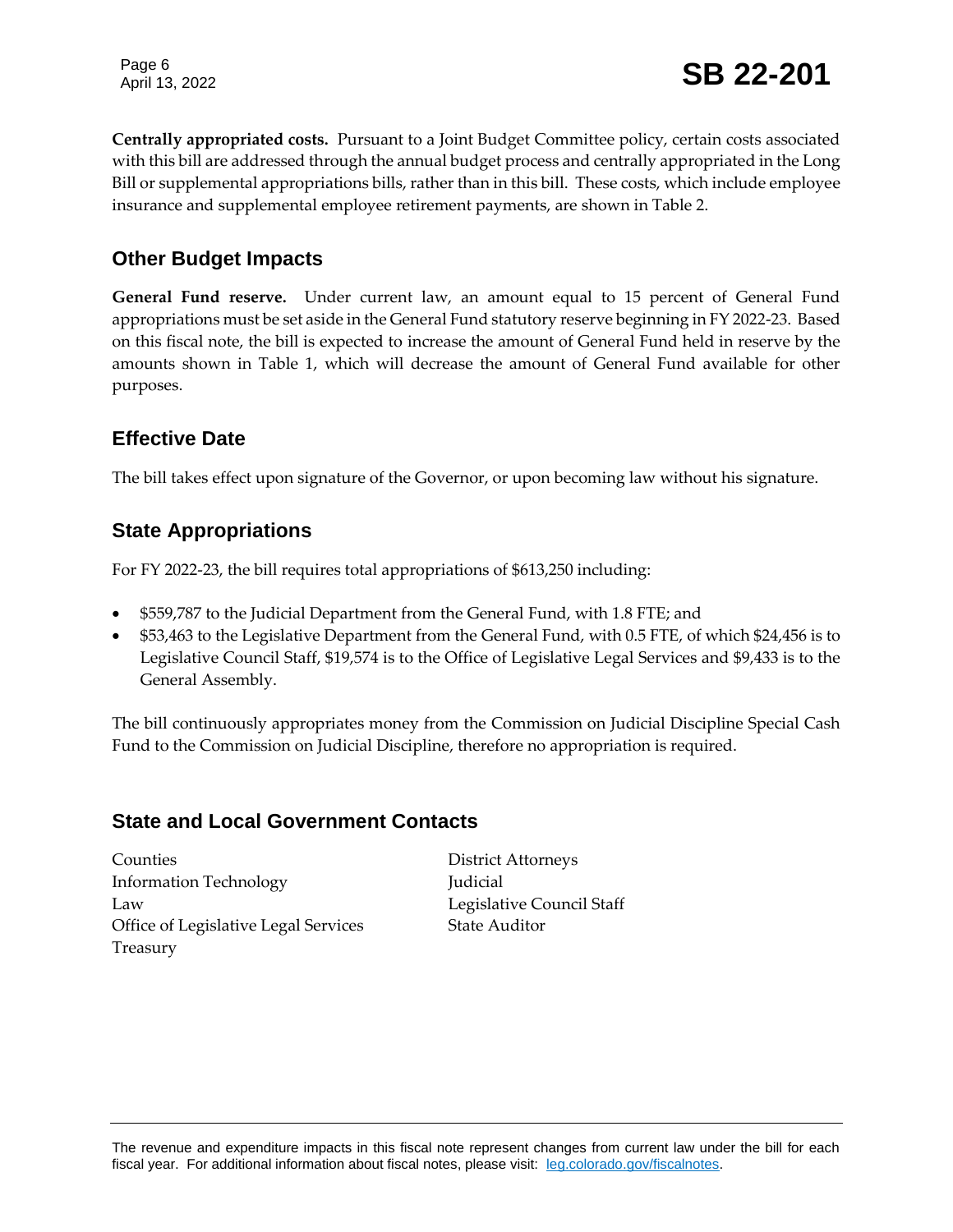**Centrally appropriated costs.** Pursuant to a Joint Budget Committee policy, certain costs associated with this bill are addressed through the annual budget process and centrally appropriated in the Long Bill or supplemental appropriations bills, rather than in this bill. These costs, which include employee insurance and supplemental employee retirement payments, are shown in Table 2.

## Other Budget Impacts

**General Fund reserve.** Under current law, an amount equal to 15 percent of General Fund appropriations must be set aside in the General Fund statutory reserve beginning in FY 2022-23. Based on this fiscal note, the bill is expected to increase the amount of General Fund held in reserve by the amounts shown in Table 1, which will decrease the amount of General Fund available for other purposes.

## Effective Date

The bill takes effect upon signature of the Governor, or upon becoming law without his signature.

## State Appropriations

For FY 2022-23, the bill requires total appropriations of $613,250 including:

- $559,787 to the Judicial Department from the General Fund, with 1.8 FTE; and
- $53,463 to the Legislative Department from the General Fund, with 0.5 FTE, of which $24,456 is to Legislative Council Staff, $19,574 is to the Office of Legislative Legal Services and $9,433 is to the General Assembly.

The bill continuously appropriates money from the Commission on Judicial Discipline Special Cash Fund to the Commission on Judicial Discipline, therefore no appropriation is required.

## State and Local Government Contacts

Counties
District Attorneys
Information Technology
Judicial
Law
Legislative Council Staff
Office of Legislative Legal Services
State Auditor
Treasury

The revenue and expenditure impacts in this fiscal note represent changes from current law under the bill for each fiscal year. For additional information about fiscal notes, please visit: leg.colorado.gov/fiscalnotes.